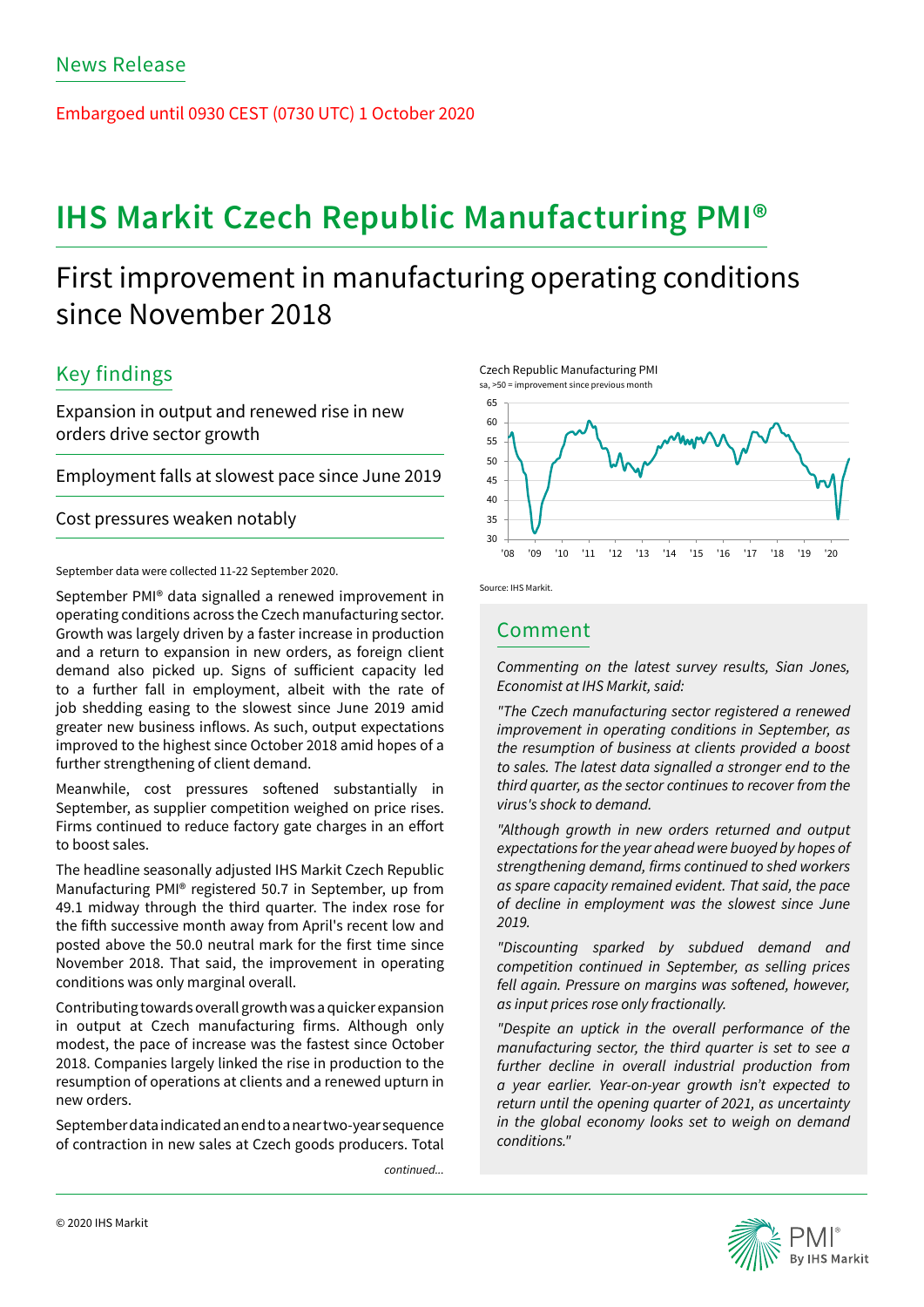News Release

Embargoed until 0930 CEST (0730 UTC) 1 October 2020

# IHS Markit Czech Republic Manufacturing PMI®

## First improvement in manufacturing operating conditions since November 2018

### Key findings

Expansion in output and renewed rise in new orders drive sector growth

Employment falls at slowest pace since June 2019

Cost pressures weaken notably

September data were collected 11-22 September 2020.

September PMI® data signalled a renewed improvement in operating conditions across the Czech manufacturing sector. Growth was largely driven by a faster increase in production and a return to expansion in new orders, as foreign client demand also picked up. Signs of sufficient capacity led to a further fall in employment, albeit with the rate of job shedding easing to the slowest since June 2019 amid greater new business inflows. As such, output expectations improved to the highest since October 2018 amid hopes of a further strengthening of client demand.

Meanwhile, cost pressures softened substantially in September, as supplier competition weighed on price rises. Firms continued to reduce factory gate charges in an effort to boost sales.

The headline seasonally adjusted IHS Markit Czech Republic Manufacturing PMI® registered 50.7 in September, up from 49.1 midway through the third quarter. The index rose for the fifth successive month away from April's recent low and posted above the 50.0 neutral mark for the first time since November 2018. That said, the improvement in operating conditions was only marginal overall.

Contributing towards overall growth was a quicker expansion in output at Czech manufacturing firms. Although only modest, the pace of increase was the fastest since October 2018. Companies largely linked the rise in production to the resumption of operations at clients and a renewed upturn in new orders.

September data indicated an end to a near two-year sequence of contraction in new sales at Czech goods producers. Total

*continued...*

Czech Republic Manufacturing PMI
sa, >50 = improvement since previous month

Source: IHS Markit.

### Comment

*Commenting on the latest survey results, Sian Jones, Economist at IHS Markit, said:*

*"The Czech manufacturing sector registered a renewed improvement in operating conditions in September, as the resumption of business at clients provided a boost to sales. The latest data signalled a stronger end to the third quarter, as the sector continues to recover from the virus's shock to demand.*

*"Although growth in new orders returned and output expectations for the year ahead were buoyed by hopes of strengthening demand, firms continued to shed workers as spare capacity remained evident. That said, the pace of decline in employment was the slowest since June 2019.*

*"Discounting sparked by subdued demand and competition continued in September, as selling prices fell again. Pressure on margins was softened, however, as input prices rose only fractionally.*

*"Despite an uptick in the overall performance of the manufacturing sector, the third quarter is set to see a further decline in overall industrial production from a year earlier. Year-on-year growth isn't expected to return until the opening quarter of 2021, as uncertainty in the global economy looks set to weigh on demand conditions."*

© 2020 IHS Markit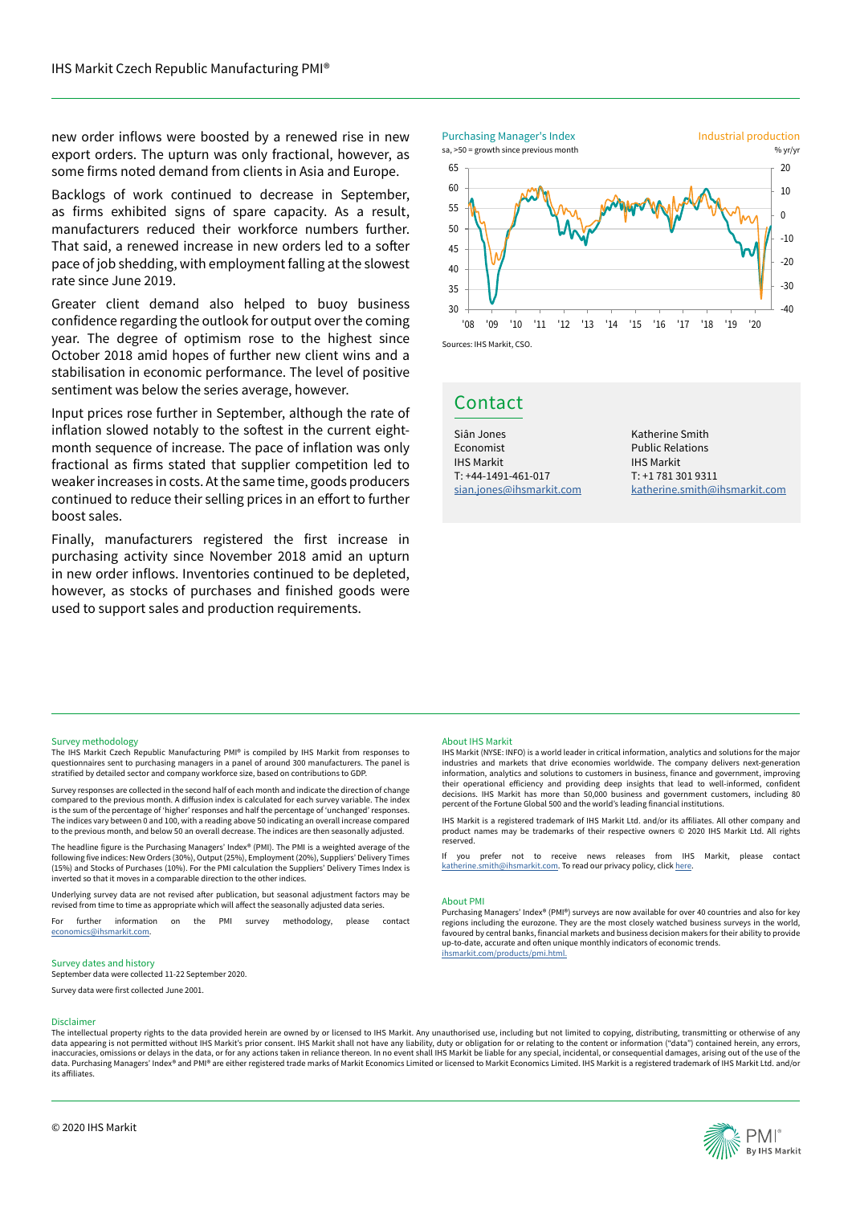new order inflows were boosted by a renewed rise in new export orders. The upturn was only fractional, however, as some firms noted demand from clients in Asia and Europe.

Backlogs of work continued to decrease in September, as firms exhibited signs of spare capacity. As a result, manufacturers reduced their workforce numbers further. That said, a renewed increase in new orders led to a softer pace of job shedding, with employment falling at the slowest rate since June 2019.

Greater client demand also helped to buoy business confidence regarding the outlook for output over the coming year. The degree of optimism rose to the highest since October 2018 amid hopes of further new client wins and a stabilisation in economic performance. The level of positive sentiment was below the series average, however.

Input prices rose further in September, although the rate of inflation slowed notably to the softest in the current eight-month sequence of increase. The pace of inflation was only fractional as firms stated that supplier competition led to weaker increases in costs. At the same time, goods producers continued to reduce their selling prices in an effort to further boost sales.

Finally, manufacturers registered the first increase in purchasing activity since November 2018 amid an upturn in new order inflows. Inventories continued to be depleted, however, as stocks of purchases and finished goods were used to support sales and production requirements.

Purchasing Manager's Index
sa, >50 = growth since previous month

Industrial production
% yr/yr

65
60
55
50
45
40
35
30

20
10
0
-10
-20
-30
-40

'08 '09 '10 '11 '12 '13 '14 '15 '16 '17 '18 '19 '20

Sources: IHS Markit, CSO.

## Contact

Siân Jones
Economist
IHS Markit
T: +44-1491-461-017
sian.jones@ihsmarkit.com

Katherine Smith
Public Relations
IHS Markit
T: +1 781 301 9311
katherine.smith@ihsmarkit.com

### Survey methodology

The IHS Markit Czech Republic Manufacturing PMI® is compiled by IHS Markit from responses to questionnaires sent to purchasing managers in a panel of around 300 manufacturers. The panel is stratified by detailed sector and company workforce size, based on contributions to GDP.

Survey responses are collected in the second half of each month and indicate the direction of change compared to the previous month. A diffusion index is calculated for each survey variable. The index is the sum of the percentage of 'higher' responses and half the percentage of 'unchanged' responses. The indices vary between 0 and 100, with a reading above 50 indicating an overall increase compared to the previous month, and below 50 an overall decrease. The indices are then seasonally adjusted.

The headline figure is the Purchasing Managers' Index® (PMI). The PMI is a weighted average of the following five indices: New Orders (30%), Output (25%), Employment (20%), Suppliers' Delivery Times (15%) and Stocks of Purchases (10%). For the PMI calculation the Suppliers' Delivery Times Index is inverted so that it moves in a comparable direction to the other indices.

Underlying survey data are not revised after publication, but seasonal adjustment factors may be revised from time to time as appropriate which will affect the seasonally adjusted data series.

For further information on the PMI survey methodology, please contact economics@ihsmarkit.com.

### Survey dates and history

September data were collected 11-22 September 2020.

Survey data were first collected June 2001.

### About IHS Markit

IHS Markit (NYSE: INFO) is a world leader in critical information, analytics and solutions for the major industries and markets that drive economies worldwide. The company delivers next-generation information, analytics and solutions to customers in business, finance and government, improving their operational efficiency and providing deep insights that lead to well-informed, confident decisions. IHS Markit has more than 50,000 business and government customers, including 80 percent of the Fortune Global 500 and the world's leading financial institutions.

IHS Markit is a registered trademark of IHS Markit Ltd. and/or its affiliates. All other company and product names may be trademarks of their respective owners © 2020 IHS Markit Ltd. All rights reserved.

If you prefer not to receive news releases from IHS Markit, please contact katherine.smith@ihsmarkit.com. To read our privacy policy, click here.

### About PMI

Purchasing Managers' Index® (PMI®) surveys are now available for over 40 countries and also for key regions including the eurozone. They are the most closely watched business surveys in the world, favoured by central banks, financial markets and business decision makers for their ability to provide up-to-date, accurate and often unique monthly indicators of economic trends.
ihsmarkit.com/products/pmi.html.

### Disclaimer

The intellectual property rights to the data provided herein are owned by or licensed to IHS Markit. Any unauthorised use, including but not limited to copying, distributing, transmitting or otherwise of any data appearing is not permitted without IHS Markit's prior consent. IHS Markit shall not have any liability, duty or obligation for or relating to the content or information ("data") contained herein, any errors, inaccuracies, omissions or delays in the data, or for any actions taken in reliance thereon. In no event shall IHS Markit be liable for any special, incidental, or consequential damages, arising out of the use of the data. Purchasing Managers' Index® and PMI® are either registered trade marks of Markit Economics Limited or licensed to Markit Economics Limited. IHS Markit is a registered trademark of IHS Markit Ltd. and/or its affiliates.

© 2020 IHS Markit